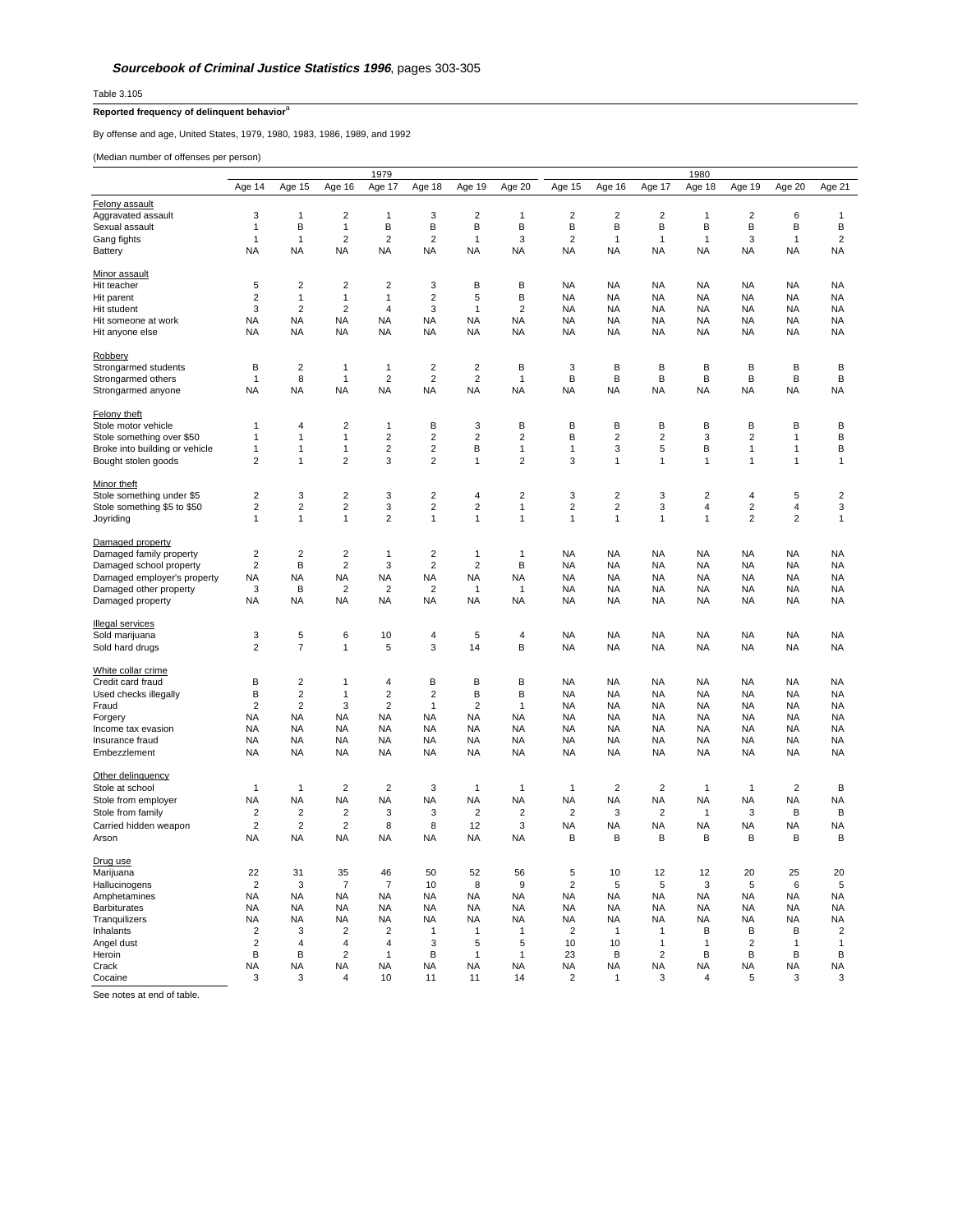***Sourcebook of Criminal Justice Statistics 1996***, pages 303-305

Table 3.105

**Reported frequency of delinquent behavior**[a]

By offense and age, United States, 1979, 1980, 1983, 1986, 1989, and 1992

(Median number of offenses per person)

| | 1979 | | | | | | | 1980 | | | | | | |
|---|---|---|---|---|---|---|---|---|---|---|---|---|---|---|
| | Age 14 | Age 15 | Age 16 | Age 17 | Age 18 | Age 19 | Age 20 | Age 15 | Age 16 | Age 17 | Age 18 | Age 19 | Age 20 | Age 21 |
| Felony assault | | | | | | | | | | | | | | |
| Aggravated assault | 3 | 1 | 2 | 1 | 3 | 2 | 1 | 2 | 2 | 2 | 1 | 2 | 6 | 1 |
| Sexual assault | 1 | B | 1 | B | B | B | B | B | B | B | B | B | B | B |
| Gang fights | 1 | 1 | 2 | 2 | 2 | 1 | 3 | 2 | 1 | 1 | 1 | 3 | 1 | 2 |
| Battery | NA | NA | NA | NA | NA | NA | NA | NA | NA | NA | NA | NA | NA | NA |
| Minor assault | | | | | | | | | | | | | | |
| Hit teacher | 5 | 2 | 2 | 2 | 3 | B | B | NA | NA | NA | NA | NA | NA | NA |
| Hit parent | 2 | 1 | 1 | 1 | 2 | 5 | B | NA | NA | NA | NA | NA | NA | NA |
| Hit student | 3 | 2 | 2 | 4 | 3 | 1 | 2 | NA | NA | NA | NA | NA | NA | NA |
| Hit someone at work | NA | NA | NA | NA | NA | NA | NA | NA | NA | NA | NA | NA | NA | NA |
| Hit anyone else | NA | NA | NA | NA | NA | NA | NA | NA | NA | NA | NA | NA | NA | NA |
| Robbery | | | | | | | | | | | | | | |
| Strongarmed students | B | 2 | 1 | 1 | 2 | 2 | B | 3 | B | B | B | B | B | B |
| Strongarmed others | 1 | 8 | 1 | 2 | 2 | 2 | 1 | B | B | B | B | B | B | B |
| Strongarmed anyone | NA | NA | NA | NA | NA | NA | NA | NA | NA | NA | NA | NA | NA | NA |
| Felony theft | | | | | | | | | | | | | | |
| Stole motor vehicle | 1 | 4 | 2 | 1 | B | 3 | B | B | B | B | B | B | B | B |
| Stole something over $50 | 1 | 1 | 1 | 2 | 2 | 2 | 2 | B | 2 | 2 | 3 | 2 | 1 | B |
| Broke into building or vehicle | 1 | 1 | 1 | 2 | 2 | B | 1 | 1 | 3 | 5 | B | 1 | 1 | B |
| Bought stolen goods | 2 | 1 | 2 | 3 | 2 | 1 | 2 | 3 | 1 | 1 | 1 | 1 | 1 | 1 |
| Minor theft | | | | | | | | | | | | | | |
| Stole something under $5 | 2 | 3 | 2 | 3 | 2 | 4 | 2 | 3 | 2 | 3 | 2 | 4 | 5 | 2 |
| Stole something $5 to $50 | 2 | 2 | 2 | 3 | 2 | 2 | 1 | 2 | 2 | 3 | 4 | 2 | 4 | 3 |
| Joyriding | 1 | 1 | 1 | 2 | 1 | 1 | 1 | 1 | 1 | 1 | 1 | 2 | 2 | 1 |
| Damaged property | | | | | | | | | | | | | | |
| Damaged family property | 2 | 2 | 2 | 1 | 2 | 1 | 1 | NA | NA | NA | NA | NA | NA | NA |
| Damaged school property | 2 | B | 2 | 3 | 2 | 2 | B | NA | NA | NA | NA | NA | NA | NA |
| Damaged employer's property | NA | NA | NA | NA | NA | NA | NA | NA | NA | NA | NA | NA | NA | NA |
| Damaged other property | 3 | B | 2 | 2 | 2 | 1 | 1 | NA | NA | NA | NA | NA | NA | NA |
| Damaged property | NA | NA | NA | NA | NA | NA | NA | NA | NA | NA | NA | NA | NA | NA |
| Illegal services | | | | | | | | | | | | | | |
| Sold marijuana | 3 | 5 | 6 | 10 | 4 | 5 | 4 | NA | NA | NA | NA | NA | NA | NA |
| Sold hard drugs | 2 | 7 | 1 | 5 | 3 | 14 | B | NA | NA | NA | NA | NA | NA | NA |
| White collar crime | | | | | | | | | | | | | | |
| Credit card fraud | B | 2 | 1 | 4 | B | B | B | NA | NA | NA | NA | NA | NA | NA |
| Used checks illegally | B | 2 | 1 | 2 | 2 | B | B | NA | NA | NA | NA | NA | NA | NA |
| Fraud | 2 | 2 | 3 | 2 | 1 | 2 | 1 | NA | NA | NA | NA | NA | NA | NA |
| Forgery | NA | NA | NA | NA | NA | NA | NA | NA | NA | NA | NA | NA | NA | NA |
| Income tax evasion | NA | NA | NA | NA | NA | NA | NA | NA | NA | NA | NA | NA | NA | NA |
| Insurance fraud | NA | NA | NA | NA | NA | NA | NA | NA | NA | NA | NA | NA | NA | NA |
| Embezzlement | NA | NA | NA | NA | NA | NA | NA | NA | NA | NA | NA | NA | NA | NA |
| Other delinquency | | | | | | | | | | | | | | |
| Stole at school | 1 | 1 | 2 | 2 | 3 | 1 | 1 | 1 | 2 | 2 | 1 | 1 | 2 | B |
| Stole from employer | NA | NA | NA | NA | NA | NA | NA | NA | NA | NA | NA | NA | NA | NA |
| Stole from family | 2 | 2 | 2 | 3 | 3 | 2 | 2 | 2 | 3 | 2 | 1 | 3 | B | B |
| Carried hidden weapon | 2 | 2 | 2 | 8 | 8 | 12 | 3 | NA | NA | NA | NA | NA | NA | NA |
| Arson | NA | NA | NA | NA | NA | NA | NA | B | B | B | B | B | B | B |
| Drug use | | | | | | | | | | | | | | |
| Marijuana | 22 | 31 | 35 | 46 | 50 | 52 | 56 | 5 | 10 | 12 | 12 | 20 | 25 | 20 |
| Hallucinogens | 2 | 3 | 7 | 7 | 10 | 8 | 9 | 2 | 5 | 5 | 3 | 5 | 6 | 5 |
| Amphetamines | NA | NA | NA | NA | NA | NA | NA | NA | NA | NA | NA | NA | NA | NA |
| Barbiturates | NA | NA | NA | NA | NA | NA | NA | NA | NA | NA | NA | NA | NA | NA |
| Tranquilizers | NA | NA | NA | NA | NA | NA | NA | NA | NA | NA | NA | NA | NA | NA |
| Inhalants | 2 | 3 | 2 | 2 | 1 | 1 | 1 | 2 | 1 | 1 | B | B | B | 2 |
| Angel dust | 2 | 4 | 4 | 4 | 3 | 5 | 5 | 10 | 10 | 1 | 1 | 2 | 1 | 1 |
| Heroin | B | B | 2 | 1 | B | 1 | 1 | 23 | B | 2 | B | B | B | B |
| Crack | NA | NA | NA | NA | NA | NA | NA | NA | NA | NA | NA | NA | NA | NA |
| Cocaine | 3 | 3 | 4 | 10 | 11 | 11 | 14 | 2 | 1 | 3 | 4 | 5 | 3 | 3 |

See notes at end of table.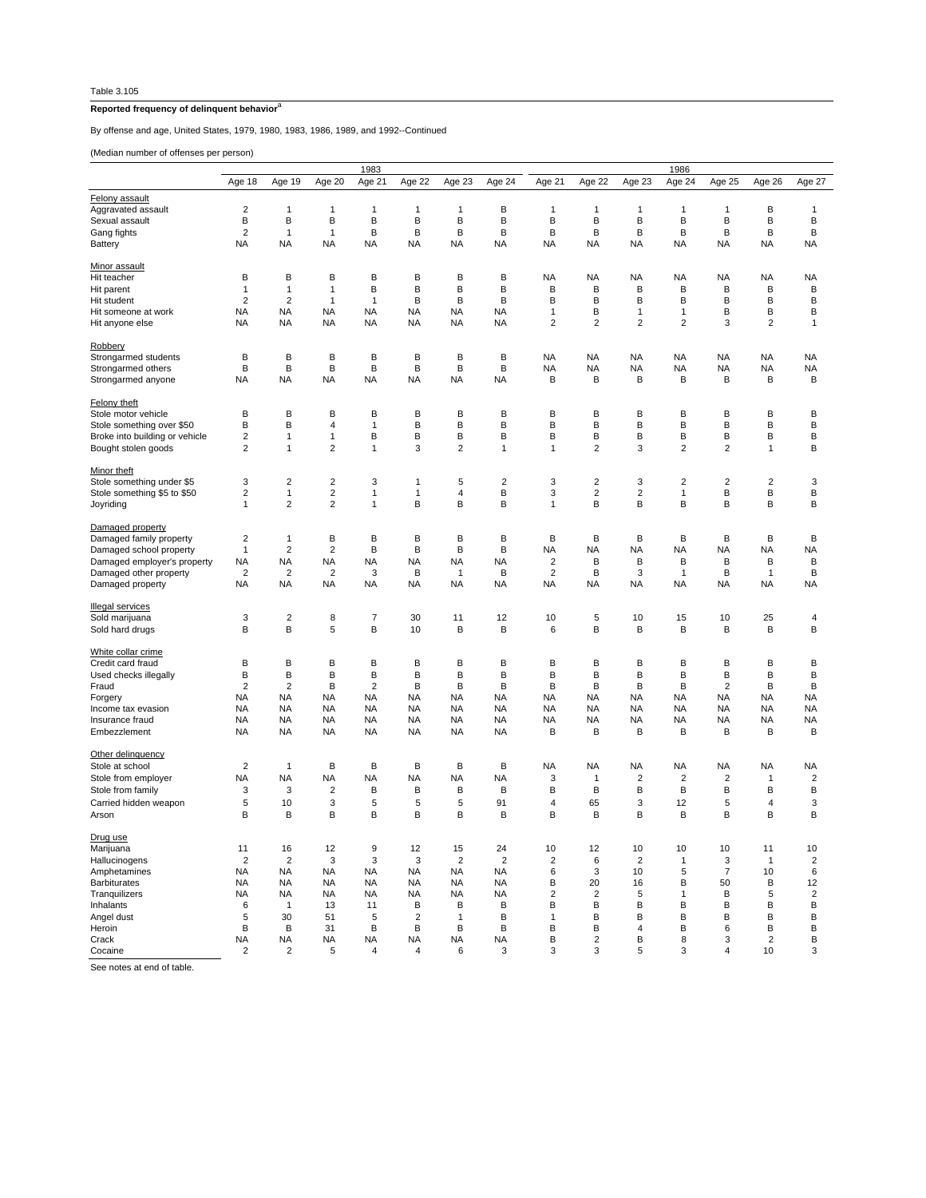Table 3.105

**Reported frequency of delinquent behavior**[a]

By offense and age, United States, 1979, 1980, 1983, 1986, 1989, and 1992--Continued

(Median number of offenses per person)

| | 1983 | | | | | | | 1986 | | | | | | |
|---|---|---|---|---|---|---|---|---|---|---|---|---|---|---|
| | Age 18 | Age 19 | Age 20 | Age 21 | Age 22 | Age 23 | Age 24 | Age 21 | Age 22 | Age 23 | Age 24 | Age 25 | Age 26 | Age 27 |
| Felony assault | | | | | | | | | | | | | | |
| Aggravated assault | 2 | 1 | 1 | 1 | 1 | 1 | B | 1 | 1 | 1 | 1 | 1 | B | 1 |
| Sexual assault | B | B | B | B | B | B | B | B | B | B | B | B | B | B |
| Gang fights | 2 | 1 | 1 | B | B | B | B | B | B | B | B | B | B | B |
| Battery | NA | NA | NA | NA | NA | NA | NA | NA | NA | NA | NA | NA | NA | NA |
| Minor assault | | | | | | | | | | | | | | |
| Hit teacher | B | B | B | B | B | B | B | NA | NA | NA | NA | NA | NA | NA |
| Hit parent | 1 | 1 | 1 | B | B | B | B | B | B | B | B | B | B | B |
| Hit student | 2 | 2 | 1 | 1 | B | B | B | B | B | B | B | B | B | B |
| Hit someone at work | NA | NA | NA | NA | NA | NA | NA | 1 | B | 1 | 1 | B | B | B |
| Hit anyone else | NA | NA | NA | NA | NA | NA | NA | 2 | 2 | 2 | 2 | 3 | 2 | 1 |
| Robbery | | | | | | | | | | | | | | |
| Strongarmed students | B | B | B | B | B | B | B | NA | NA | NA | NA | NA | NA | NA |
| Strongarmed others | B | B | B | B | B | B | B | NA | NA | NA | NA | NA | NA | NA |
| Strongarmed anyone | NA | NA | NA | NA | NA | NA | NA | B | B | B | B | B | B | B |
| Felony theft | | | | | | | | | | | | | | |
| Stole motor vehicle | B | B | B | B | B | B | B | B | B | B | B | B | B | B |
| Stole something over $50 | B | B | 4 | 1 | B | B | B | B | B | B | B | B | B | B |
| Broke into building or vehicle | 2 | 1 | 1 | B | B | B | B | B | B | B | B | B | B | B |
| Bought stolen goods | 2 | 1 | 2 | 1 | 3 | 2 | 1 | 1 | 2 | 3 | 2 | 2 | 1 | B |
| Minor theft | | | | | | | | | | | | | | |
| Stole something under $5 | 3 | 2 | 2 | 3 | 1 | 5 | 2 | 3 | 2 | 3 | 2 | 2 | 2 | 3 |
| Stole something $5 to $50 | 2 | 1 | 2 | 1 | 1 | 4 | B | 3 | 2 | 2 | 1 | B | B | B |
| Joyriding | 1 | 2 | 2 | 1 | B | B | B | 1 | B | B | B | B | B | B |
| Damaged property | | | | | | | | | | | | | | |
| Damaged family property | 2 | 1 | B | B | B | B | B | B | B | B | B | B | B | B |
| Damaged school property | 1 | 2 | 2 | B | B | B | B | NA | NA | NA | NA | NA | NA | NA |
| Damaged employer's property | NA | NA | NA | NA | NA | NA | NA | 2 | B | B | B | B | B | B |
| Damaged other property | 2 | 2 | 2 | 3 | B | 1 | B | 2 | B | 3 | 1 | B | 1 | B |
| Damaged property | NA | NA | NA | NA | NA | NA | NA | NA | NA | NA | NA | NA | NA | NA |
| Illegal services | | | | | | | | | | | | | | |
| Sold marijuana | 3 | 2 | 8 | 7 | 30 | 11 | 12 | 10 | 5 | 10 | 15 | 10 | 25 | 4 |
| Sold hard drugs | B | B | 5 | B | 10 | B | B | 6 | B | B | B | B | B | B |
| White collar crime | | | | | | | | | | | | | | |
| Credit card fraud | B | B | B | B | B | B | B | B | B | B | B | B | B | B |
| Used checks illegally | B | B | B | B | B | B | B | B | B | B | B | B | B | B |
| Fraud | 2 | 2 | B | 2 | B | B | B | B | B | B | B | 2 | B | B |
| Forgery | NA | NA | NA | NA | NA | NA | NA | NA | NA | NA | NA | NA | NA | NA |
| Income tax evasion | NA | NA | NA | NA | NA | NA | NA | NA | NA | NA | NA | NA | NA | NA |
| Insurance fraud | NA | NA | NA | NA | NA | NA | NA | NA | NA | NA | NA | NA | NA | NA |
| Embezzlement | NA | NA | NA | NA | NA | NA | NA | B | B | B | B | B | B | B |
| Other delinquency | | | | | | | | | | | | | | |
| Stole at school | 2 | 1 | B | B | B | B | B | NA | NA | NA | NA | NA | NA | NA |
| Stole from employer | NA | NA | NA | NA | NA | NA | NA | 3 | 1 | 2 | 2 | 2 | 1 | 2 |
| Stole from family | 3 | 3 | 2 | B | B | B | B | B | B | B | B | B | B | B |
| Carried hidden weapon | 5 | 10 | 3 | 5 | 5 | 5 | 91 | 4 | 65 | 3 | 12 | 5 | 4 | 3 |
| Arson | B | B | B | B | B | B | B | B | B | B | B | B | B | B |
| Drug use | | | | | | | | | | | | | | |
| Marijuana | 11 | 16 | 12 | 9 | 12 | 15 | 24 | 10 | 12 | 10 | 10 | 10 | 11 | 10 |
| Hallucinogens | 2 | 2 | 3 | 3 | 3 | 2 | 2 | 2 | 6 | 2 | 1 | 3 | 1 | 2 |
| Amphetamines | NA | NA | NA | NA | NA | NA | NA | 6 | 3 | 10 | 5 | 7 | 10 | 6 |
| Barbiturates | NA | NA | NA | NA | NA | NA | NA | B | 20 | 16 | B | 50 | B | 12 |
| Tranquilizers | NA | NA | NA | NA | NA | NA | NA | 2 | 2 | 5 | 1 | B | 5 | 2 |
| Inhalants | 6 | 1 | 13 | 11 | B | B | B | B | B | B | B | B | B | B |
| Angel dust | 5 | 30 | 51 | 5 | 2 | 1 | B | 1 | B | B | B | B | B | B |
| Heroin | B | B | 31 | B | B | B | B | B | B | 4 | B | 6 | B | B |
| Crack | NA | NA | NA | NA | NA | NA | NA | B | 2 | B | 8 | 3 | 2 | B |
| Cocaine | 2 | 2 | 5 | 4 | 4 | 6 | 3 | 3 | 3 | 5 | 3 | 4 | 10 | 3 |

See notes at end of table.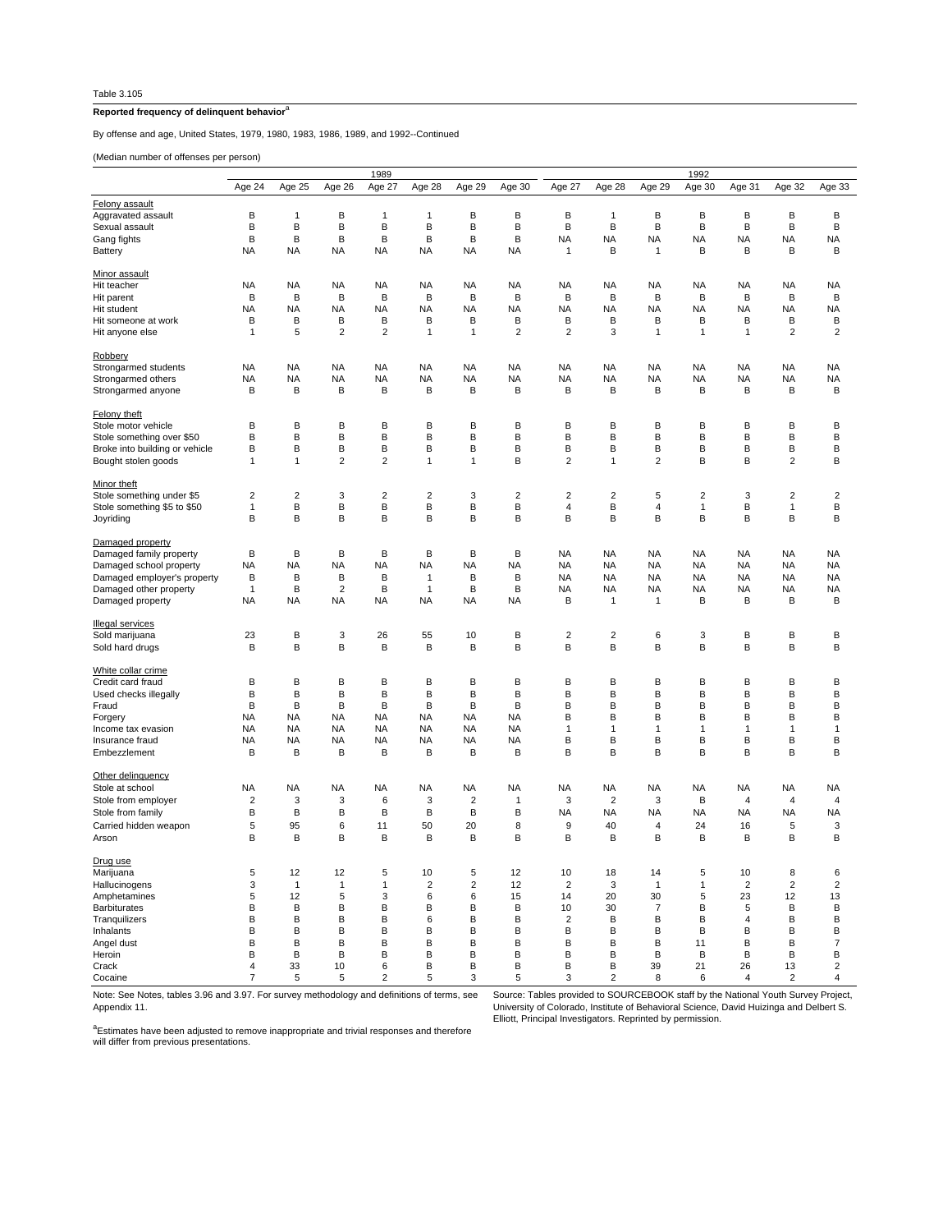Table 3.105

**Reported frequency of delinquent behavior**[a]

By offense and age, United States, 1979, 1980, 1983, 1986, 1989, and 1992--Continued

(Median number of offenses per person)

| | 1989 | | | | | | | 1992 | | | | | | |
|---|---|---|---|---|---|---|---|---|---|---|---|---|---|---|
| | Age 24 | Age 25 | Age 26 | Age 27 | Age 28 | Age 29 | Age 30 | Age 27 | Age 28 | Age 29 | Age 30 | Age 31 | Age 32 | Age 33 |
| Felony assault | | | | | | | | | | | | | | |
| Aggravated assault | B | 1 | B | 1 | 1 | B | B | B | 1 | B | B | B | B | B |
| Sexual assault | B | B | B | B | B | B | B | B | B | B | B | B | B | B |
| Gang fights | B | B | B | B | B | B | B | NA | NA | NA | NA | NA | NA | NA |
| Battery | NA | NA | NA | NA | NA | NA | NA | 1 | B | 1 | B | B | B | B |
| Minor assault | | | | | | | | | | | | | | |
| Hit teacher | NA | NA | NA | NA | NA | NA | NA | NA | NA | NA | NA | NA | NA | NA |
| Hit parent | B | B | B | B | B | B | B | B | B | B | B | B | B | B |
| Hit student | NA | NA | NA | NA | NA | NA | NA | NA | NA | NA | NA | NA | NA | NA |
| Hit someone at work | B | B | B | B | B | B | B | B | B | B | B | B | B | B |
| Hit anyone else | 1 | 5 | 2 | 2 | 1 | 1 | 2 | 2 | 3 | 1 | 1 | 1 | 2 | 2 |
| Robbery | | | | | | | | | | | | | | |
| Strongarmed students | NA | NA | NA | NA | NA | NA | NA | NA | NA | NA | NA | NA | NA | NA |
| Strongarmed others | NA | NA | NA | NA | NA | NA | NA | NA | NA | NA | NA | NA | NA | NA |
| Strongarmed anyone | B | B | B | B | B | B | B | B | B | B | B | B | B | B |
| Felony theft | | | | | | | | | | | | | | |
| Stole motor vehicle | B | B | B | B | B | B | B | B | B | B | B | B | B | B |
| Stole something over $50 | B | B | B | B | B | B | B | B | B | B | B | B | B | B |
| Broke into building or vehicle | B | B | B | B | B | B | B | B | B | B | B | B | B | B |
| Bought stolen goods | 1 | 1 | 2 | 2 | 1 | 1 | B | 2 | 1 | 2 | B | B | 2 | B |
| Minor theft | | | | | | | | | | | | | | |
| Stole something under $5 | 2 | 2 | 3 | 2 | 2 | 3 | 2 | 2 | 2 | 5 | 2 | 3 | 2 | 2 |
| Stole something $5 to $50 | 1 | B | B | B | B | B | B | 4 | B | 4 | 1 | B | 1 | B |
| Joyriding | B | B | B | B | B | B | B | B | B | B | B | B | B | B |
| Damaged property | | | | | | | | | | | | | | |
| Damaged family property | B | B | B | B | B | B | B | NA | NA | NA | NA | NA | NA | NA |
| Damaged school property | NA | NA | NA | NA | NA | NA | NA | NA | NA | NA | NA | NA | NA | NA |
| Damaged employer's property | B | B | B | B | 1 | B | B | NA | NA | NA | NA | NA | NA | NA |
| Damaged other property | 1 | B | 2 | B | 1 | B | B | NA | NA | NA | NA | NA | NA | NA |
| Damaged property | NA | NA | NA | NA | NA | NA | NA | B | 1 | 1 | B | B | B | B |
| Illegal services | | | | | | | | | | | | | | |
| Sold marijuana | 23 | B | 3 | 26 | 55 | 10 | B | 2 | 2 | 6 | 3 | B | B | B |
| Sold hard drugs | B | B | B | B | B | B | B | B | B | B | B | B | B | B |
| White collar crime | | | | | | | | | | | | | | |
| Credit card fraud | B | B | B | B | B | B | B | B | B | B | B | B | B | B |
| Used checks illegally | B | B | B | B | B | B | B | B | B | B | B | B | B | B |
| Fraud | B | B | B | B | B | B | B | B | B | B | B | B | B | B |
| Forgery | NA | NA | NA | NA | NA | NA | NA | B | B | B | B | B | B | B |
| Income tax evasion | NA | NA | NA | NA | NA | NA | NA | 1 | 1 | 1 | 1 | 1 | 1 | 1 |
| Insurance fraud | NA | NA | NA | NA | NA | NA | NA | B | B | B | B | B | B | B |
| Embezzlement | B | B | B | B | B | B | B | B | B | B | B | B | B | B |
| Other delinquency | | | | | | | | | | | | | | |
| Stole at school | NA | NA | NA | NA | NA | NA | NA | NA | NA | NA | NA | NA | NA | NA |
| Stole from employer | 2 | 3 | 3 | 6 | 3 | 2 | 1 | 3 | 2 | 3 | B | 4 | 4 | 4 |
| Stole from family | B | B | B | B | B | B | B | NA | NA | NA | NA | NA | NA | NA |
| Carried hidden weapon | 5 | 95 | 6 | 11 | 50 | 20 | 8 | 9 | 40 | 4 | 24 | 16 | 5 | 3 |
| Arson | B | B | B | B | B | B | B | B | B | B | B | B | B | B |
| Drug use | | | | | | | | | | | | | | |
| Marijuana | 5 | 12 | 12 | 5 | 10 | 5 | 12 | 10 | 18 | 14 | 5 | 10 | 8 | 6 |
| Hallucinogens | 3 | 1 | 1 | 1 | 2 | 2 | 12 | 2 | 3 | 1 | 1 | 2 | 2 | 2 |
| Amphetamines | 5 | 12 | 5 | 3 | 6 | 6 | 15 | 14 | 20 | 30 | 5 | 23 | 12 | 13 |
| Barbiturates | B | B | B | B | 6 | B | B | 10 | 30 | 7 | B | 5 | B | B |
| Tranquilizers | B | B | B | B | B | B | B | 2 | B | B | B | 4 | B | B |
| Inhalants | B | B | B | B | B | B | B | B | B | B | B | B | B | B |
| Angel dust | B | B | B | B | B | B | B | B | B | B | 11 | B | B | 7 |
| Heroin | B | B | B | B | B | B | B | B | B | B | B | B | B | B |
| Crack | 4 | 33 | 10 | 6 | B | B | B | B | B | 39 | 21 | 26 | 13 | 2 |
| Cocaine | 7 | 5 | 5 | 2 | 5 | 3 | 5 | 3 | 2 | 8 | 6 | 4 | 2 | 4 |

Note: See Notes, tables 3.96 and 3.97. For survey methodology and definitions of terms, see Appendix 11.

[a]Estimates have been adjusted to remove inappropriate and trivial responses and therefore will differ from previous presentations.

Source: Tables provided to SOURCEBOOK staff by the National Youth Survey Project, University of Colorado, Institute of Behavioral Science, David Huizinga and Delbert S. Elliott, Principal Investigators. Reprinted by permission.